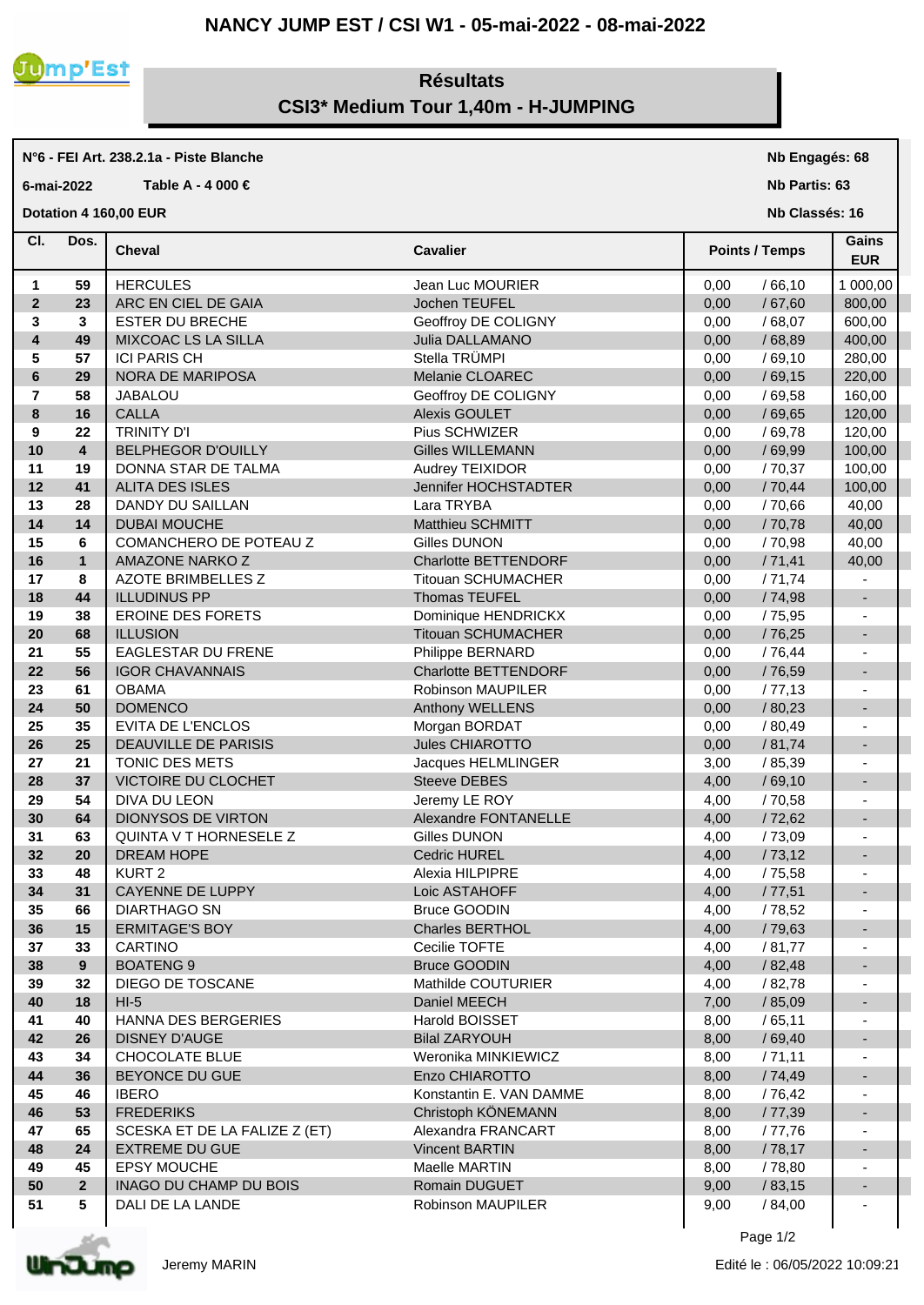# NANCY JUMP EST / CSI W1 - 05-mai-2022 - 08-mai-2022

## Résultats
## CSI3* Medium Tour 1,40m - H-JUMPING

**N°6 - FEI Art. 238.2.1a - Piste Blanche**

**6-mai-2022** **Table A - 4 000 €**

**Dotation 4 160,00 EUR**

**Nb Engagés: 68**

**Nb Partis: 63**

**Nb Classés: 16**

| Cl. | Dos. | Cheval | Cavalier | Points / Temps | | Gains EUR |
|---|---|---|---|---|---|---|
| 1 | 59 | HERCULES | Jean Luc MOURIER | 0,00 | / 66,10 | 1 000,00 |
| 2 | 23 | ARC EN CIEL DE GAIA | Jochen TEUFEL | 0,00 | / 67,60 | 800,00 |
| 3 | 3 | ESTER DU BRECHE | Geoffroy DE COLIGNY | 0,00 | / 68,07 | 600,00 |
| 4 | 49 | MIXCOAC LS LA SILLA | Julia DALLAMANO | 0,00 | / 68,89 | 400,00 |
| 5 | 57 | ICI PARIS CH | Stella TRÜMPI | 0,00 | / 69,10 | 280,00 |
| 6 | 29 | NORA DE MARIPOSA | Melanie CLOAREC | 0,00 | / 69,15 | 220,00 |
| 7 | 58 | JABALOU | Geoffroy DE COLIGNY | 0,00 | / 69,58 | 160,00 |
| 8 | 16 | CALLA | Alexis GOULET | 0,00 | / 69,65 | 120,00 |
| 9 | 22 | TRINITY D'I | Pius SCHWIZER | 0,00 | / 69,78 | 120,00 |
| 10 | 4 | BELPHEGOR D'OUILLY | Gilles WILLEMANN | 0,00 | / 69,99 | 100,00 |
| 11 | 19 | DONNA STAR DE TALMA | Audrey TEIXIDOR | 0,00 | / 70,37 | 100,00 |
| 12 | 41 | ALITA DES ISLES | Jennifer HOCHSTADTER | 0,00 | / 70,44 | 100,00 |
| 13 | 28 | DANDY DU SAILLAN | Lara TRYBA | 0,00 | / 70,66 | 40,00 |
| 14 | 14 | DUBAI MOUCHE | Matthieu SCHMITT | 0,00 | / 70,78 | 40,00 |
| 15 | 6 | COMANCHERO DE POTEAU Z | Gilles DUNON | 0,00 | / 70,98 | 40,00 |
| 16 | 1 | AMAZONE NARKO Z | Charlotte BETTENDORF | 0,00 | / 71,41 | 40,00 |
| 17 | 8 | AZOTE BRIMBELLES Z | Titouan SCHUMACHER | 0,00 | / 71,74 | - |
| 18 | 44 | ILLUDINUS PP | Thomas TEUFEL | 0,00 | / 74,98 | - |
| 19 | 38 | EROINE DES FORETS | Dominique HENDRICKX | 0,00 | / 75,95 | - |
| 20 | 68 | ILLUSION | Titouan SCHUMACHER | 0,00 | / 76,25 | - |
| 21 | 55 | EAGLESTAR DU FRENE | Philippe BERNARD | 0,00 | / 76,44 | - |
| 22 | 56 | IGOR CHAVANNAIS | Charlotte BETTENDORF | 0,00 | / 76,59 | - |
| 23 | 61 | OBAMA | Robinson MAUPILER | 0,00 | / 77,13 | - |
| 24 | 50 | DOMENCO | Anthony WELLENS | 0,00 | / 80,23 | - |
| 25 | 35 | EVITA DE L'ENCLOS | Morgan BORDAT | 0,00 | / 80,49 | - |
| 26 | 25 | DEAUVILLE DE PARISIS | Jules CHIAROTTO | 0,00 | / 81,74 | - |
| 27 | 21 | TONIC DES METS | Jacques HELMLINGER | 3,00 | / 85,39 | - |
| 28 | 37 | VICTOIRE DU CLOCHET | Steeve DEBES | 4,00 | / 69,10 | - |
| 29 | 54 | DIVA DU LEON | Jeremy LE ROY | 4,00 | / 70,58 | - |
| 30 | 64 | DIONYSOS DE VIRTON | Alexandre FONTANELLE | 4,00 | / 72,62 | - |
| 31 | 63 | QUINTA V T HORNESELE Z | Gilles DUNON | 4,00 | / 73,09 | - |
| 32 | 20 | DREAM HOPE | Cedric HUREL | 4,00 | / 73,12 | - |
| 33 | 48 | KURT 2 | Alexia HILPIPRE | 4,00 | / 75,58 | - |
| 34 | 31 | CAYENNE DE LUPPY | Loic ASTAHOFF | 4,00 | / 77,51 | - |
| 35 | 66 | DIARTHAGO SN | Bruce GOODIN | 4,00 | / 78,52 | - |
| 36 | 15 | ERMITAGE'S BOY | Charles BERTHOL | 4,00 | / 79,63 | - |
| 37 | 33 | CARTINO | Cecilie TOFTE | 4,00 | / 81,77 | - |
| 38 | 9 | BOATENG 9 | Bruce GOODIN | 4,00 | / 82,48 | - |
| 39 | 32 | DIEGO DE TOSCANE | Mathilde COUTURIER | 4,00 | / 82,78 | - |
| 40 | 18 | HI-5 | Daniel MEECH | 7,00 | / 85,09 | - |
| 41 | 40 | HANNA DES BERGERIES | Harold BOISSET | 8,00 | / 65,11 | - |
| 42 | 26 | DISNEY D'AUGE | Bilal ZARYOUH | 8,00 | / 69,40 | - |
| 43 | 34 | CHOCOLATE BLUE | Weronika MINKIEWICZ | 8,00 | / 71,11 | - |
| 44 | 36 | BEYONCE DU GUE | Enzo CHIAROTTO | 8,00 | / 74,49 | - |
| 45 | 46 | IBERO | Konstantin E. VAN DAMME | 8,00 | / 76,42 | - |
| 46 | 53 | FREDERIKS | Christoph KÖNEMANN | 8,00 | / 77,39 | - |
| 47 | 65 | SCESKA ET DE LA FALIZE Z (ET) | Alexandra FRANCART | 8,00 | / 77,76 | - |
| 48 | 24 | EXTREME DU GUE | Vincent BARTIN | 8,00 | / 78,17 | - |
| 49 | 45 | EPSY MOUCHE | Maelle MARTIN | 8,00 | / 78,80 | - |
| 50 | 2 | INAGO DU CHAMP DU BOIS | Romain DUGUET | 9,00 | / 83,15 | - |
| 51 | 5 | DALI DE LA LANDE | Robinson MAUPILER | 9,00 | / 84,00 | - |

Jeremy MARIN

Edité le : 06/05/2022 10:09:21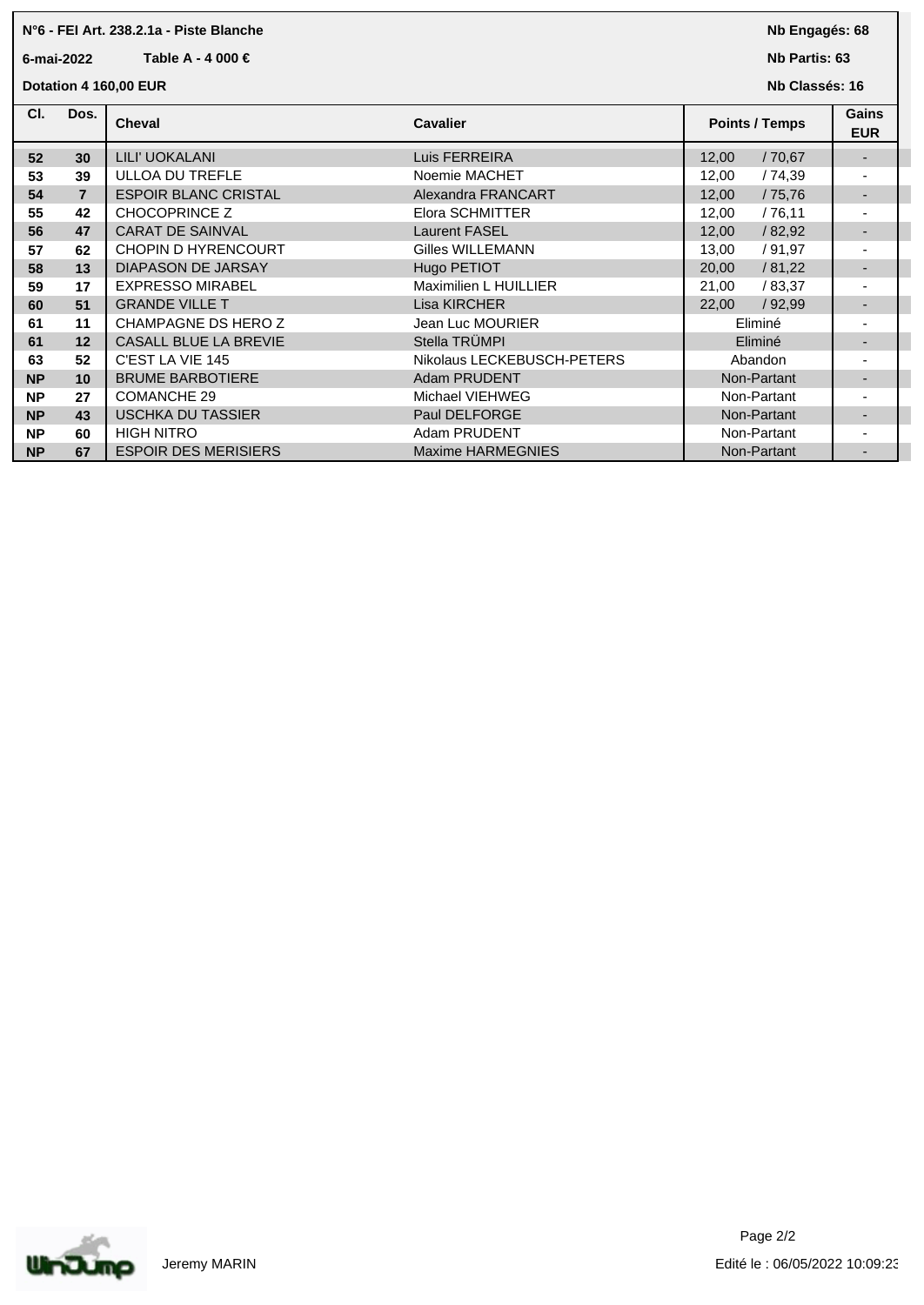**N°6 - FEI Art. 238.2.1a - Piste Blanche**

**6-mai-2022** **Table A - 4 000 €**

**Dotation 4 160,00 EUR**

**Nb Engagés: 68**

**Nb Partis: 63**

**Nb Classés: 16**

| Cl. | Dos. | Cheval | Cavalier | Points / Temps | Gains EUR |
|---|---|---|---|---|---|
| 52 | 30 | LILI' UOKALANI | Luis FERREIRA | 12,00 / 70,67 | - |
| 53 | 39 | ULLOA DU TREFLE | Noemie MACHET | 12,00 / 74,39 | - |
| 54 | 7 | ESPOIR BLANC CRISTAL | Alexandra FRANCART | 12,00 / 75,76 | - |
| 55 | 42 | CHOCOPRINCE Z | Elora SCHMITTER | 12,00 / 76,11 | - |
| 56 | 47 | CARAT DE SAINVAL | Laurent FASEL | 12,00 / 82,92 | - |
| 57 | 62 | CHOPIN D HYRENCOURT | Gilles WILLEMANN | 13,00 / 91,97 | - |
| 58 | 13 | DIAPASON DE JARSAY | Hugo PETIOT | 20,00 / 81,22 | - |
| 59 | 17 | EXPRESSO MIRABEL | Maximilien L HUILLIER | 21,00 / 83,37 | - |
| 60 | 51 | GRANDE VILLE T | Lisa KIRCHER | 22,00 / 92,99 | - |
| 61 | 11 | CHAMPAGNE DS HERO Z | Jean Luc MOURIER | Eliminé | - |
| 61 | 12 | CASALL BLUE LA BREVIE | Stella TRÜMPI | Eliminé | - |
| 63 | 52 | C'EST LA VIE 145 | Nikolaus LECKEBUSCH-PETERS | Abandon | - |
| NP | 10 | BRUME BARBOTIERE | Adam PRUDENT | Non-Partant | - |
| NP | 27 | COMANCHE 29 | Michael VIEHWEG | Non-Partant | - |
| NP | 43 | USCHKA DU TASSIER | Paul DELFORGE | Non-Partant | - |
| NP | 60 | HIGH NITRO | Adam PRUDENT | Non-Partant | - |
| NP | 67 | ESPOIR DES MERISIERS | Maxime HARMEGNIES | Non-Partant | - |

Jeremy MARIN

Edité le : 06/05/2022 10:09:23